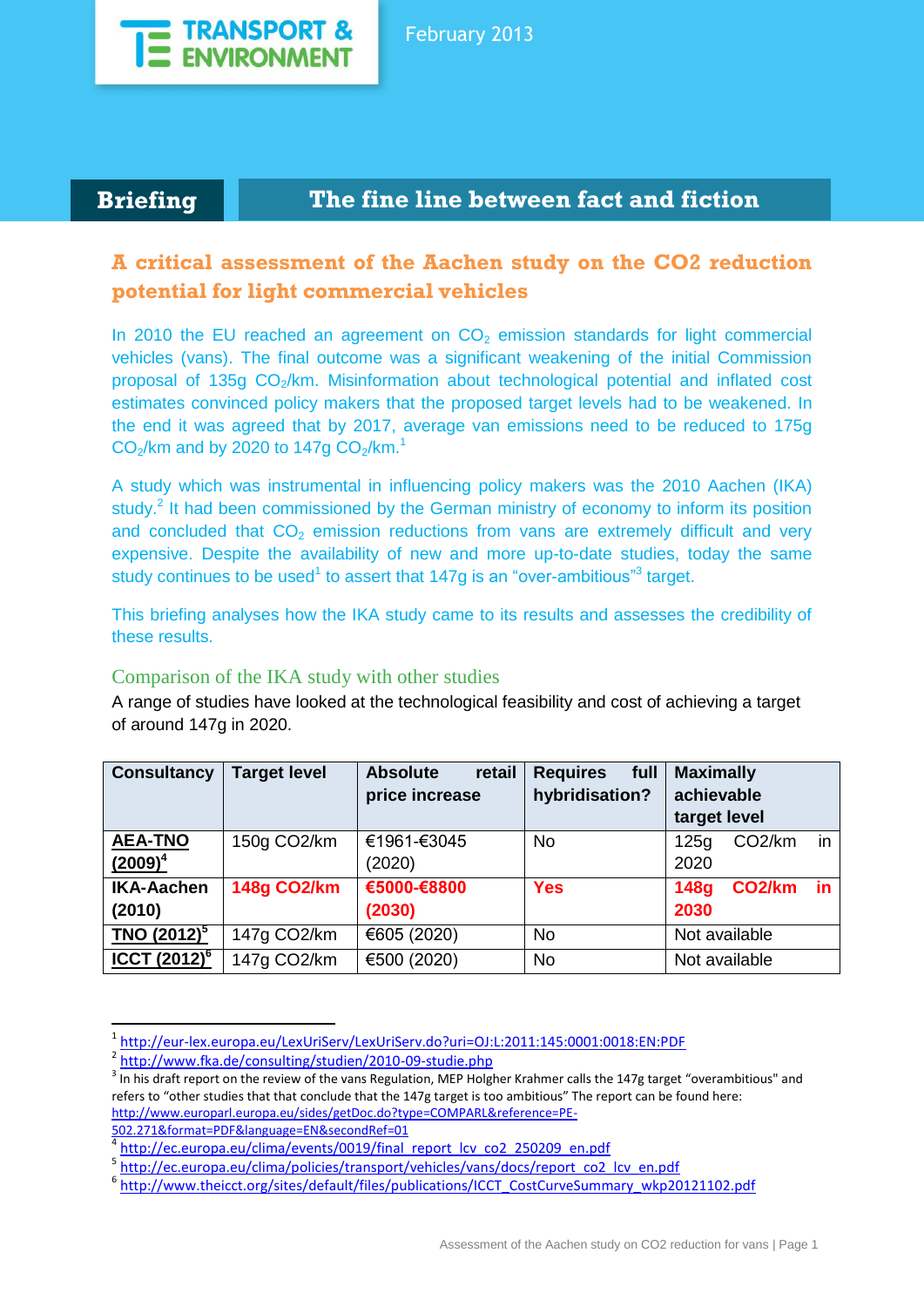TRANSPORT & ENVIRONMENT

February 2013

**Briefing** | **The fine line between fact and fiction**

## A critical assessment of the Aachen study on the CO2 reduction potential for light commercial vehicles

In 2010 the EU reached an agreement on $CO_2$ emission standards for light commercial vehicles (vans). The final outcome was a significant weakening of the initial Commission proposal of 135g $CO_2$/km. Misinformation about technological potential and inflated cost estimates convinced policy makers that the proposed target levels had to be weakened. In the end it was agreed that by 2017, average van emissions need to be reduced to 175g $CO_2$/km and by 2020 to 147g $CO_2$/km.[1]

A study which was instrumental in influencing policy makers was the 2010 Aachen (IKA) study.[2] It had been commissioned by the German ministry of economy to inform its position and concluded that $CO_2$ emission reductions from vans are extremely difficult and very expensive. Despite the availability of new and more up-to-date studies, today the same study continues to be used[1] to assert that 147g is an "over-ambitious"[3] target.

This briefing analyses how the IKA study came to its results and assesses the credibility of these results.

### Comparison of the IKA study with other studies

A range of studies have looked at the technological feasibility and cost of achieving a target of around 147g in 2020.

| Consultancy | Target level | Absolute retail price increase | Requires full hybridisation? | Maximally achievable target level |
|---|---|---|---|---|
| AEA-TNO (2009)[4] | 150g CO2/km | €1961-€3045 (2020) | No | 125g CO2/km in 2020 |
| IKA-Aachen (2010) | **148g CO2/km** | **€5000-€8800 (2030)** | **Yes** | **148g CO2/km in 2030** |
| TNO (2012)[5] | 147g CO2/km | €605 (2020) | No | Not available |
| ICCT (2012)[6] | 147g CO2/km | €500 (2020) | No | Not available |

---

[1] http://eur-lex.europa.eu/LexUriServ/LexUriServ.do?uri=OJ:L:2011:145:0001:0018:EN:PDF

[2] http://www.fka.de/consulting/studien/2010-09-studie.php

[3] In his draft report on the review of the vans Regulation, MEP Holgher Krahmer calls the 147g target "overambitious" and refers to "other studies that that conclude that the 147g target is too ambitious" The report can be found here: http://www.europarl.europa.eu/sides/getDoc.do?type=COMPARL&reference=PE-502.271&format=PDF&language=EN&secondRef=01

[4] http://ec.europa.eu/clima/events/0019/final_report_lcv_co2_250209_en.pdf

[5] http://ec.europa.eu/clima/policies/transport/vehicles/vans/docs/report_co2_lcv_en.pdf

[6] http://www.theicct.org/sites/default/files/publications/ICCT_CostCurveSummary_wkp20121102.pdf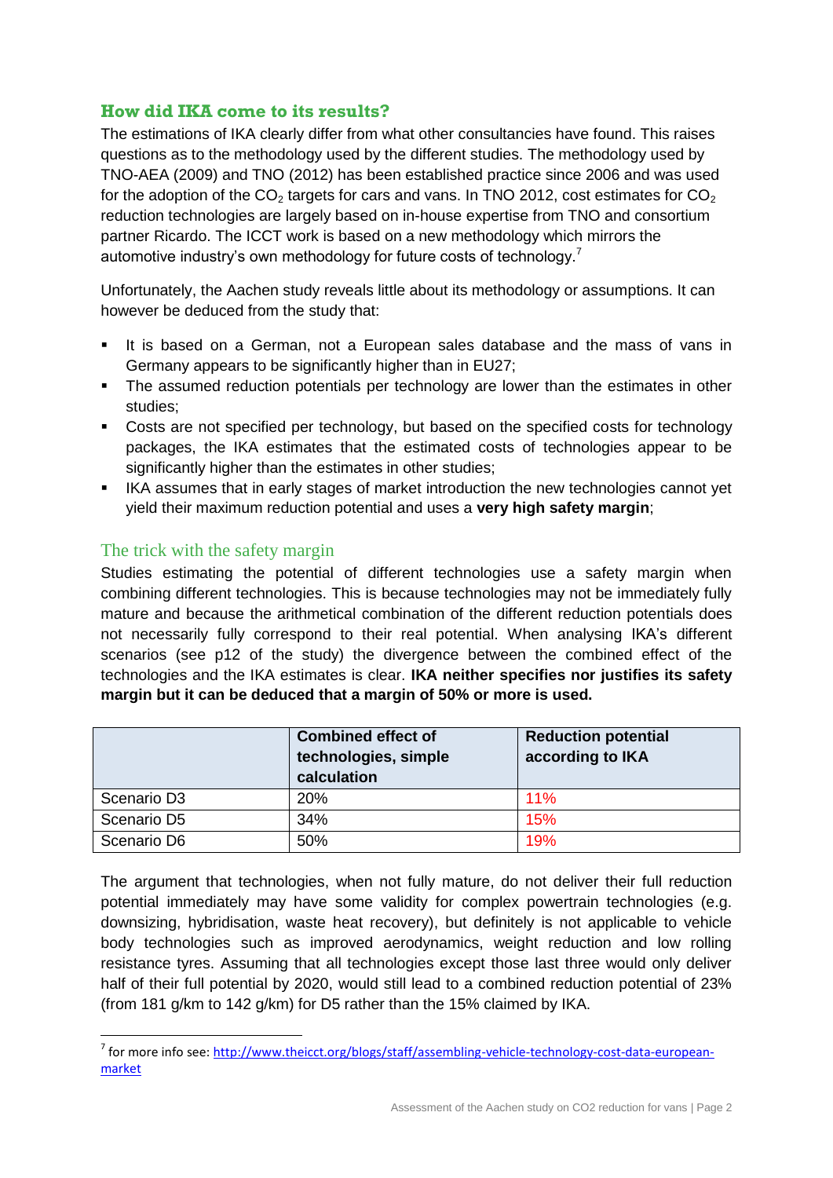## How did IKA come to its results?

The estimations of IKA clearly differ from what other consultancies have found. This raises questions as to the methodology used by the different studies. The methodology used by TNO-AEA (2009) and TNO (2012) has been established practice since 2006 and was used for the adoption of the $CO_2$ targets for cars and vans. In TNO 2012, cost estimates for $CO_2$ reduction technologies are largely based on in-house expertise from TNO and consortium partner Ricardo. The ICCT work is based on a new methodology which mirrors the automotive industry's own methodology for future costs of technology.[7]

Unfortunately, the Aachen study reveals little about its methodology or assumptions. It can however be deduced from the study that:

- It is based on a German, not a European sales database and the mass of vans in Germany appears to be significantly higher than in EU27;
- The assumed reduction potentials per technology are lower than the estimates in other studies;
- Costs are not specified per technology, but based on the specified costs for technology packages, the IKA estimates that the estimated costs of technologies appear to be significantly higher than the estimates in other studies;
- IKA assumes that in early stages of market introduction the new technologies cannot yet yield their maximum reduction potential and uses a **very high safety margin**;

### The trick with the safety margin

Studies estimating the potential of different technologies use a safety margin when combining different technologies. This is because technologies may not be immediately fully mature and because the arithmetical combination of the different reduction potentials does not necessarily fully correspond to their real potential. When analysing IKA's different scenarios (see p12 of the study) the divergence between the combined effect of the technologies and the IKA estimates is clear. **IKA neither specifies nor justifies its safety margin but it can be deduced that a margin of 50% or more is used.**

| | Combined effect of technologies, simple calculation | Reduction potential according to IKA |
|---|---|---|
| Scenario D3 | 20% | 11% |
| Scenario D5 | 34% | 15% |
| Scenario D6 | 50% | 19% |

The argument that technologies, when not fully mature, do not deliver their full reduction potential immediately may have some validity for complex powertrain technologies (e.g. downsizing, hybridisation, waste heat recovery), but definitely is not applicable to vehicle body technologies such as improved aerodynamics, weight reduction and low rolling resistance tyres. Assuming that all technologies except those last three would only deliver half of their full potential by 2020, would still lead to a combined reduction potential of 23% (from 181 g/km to 142 g/km) for D5 rather than the 15% claimed by IKA.

---

[7] for more info see: http://www.theicct.org/blogs/staff/assembling-vehicle-technology-cost-data-european-market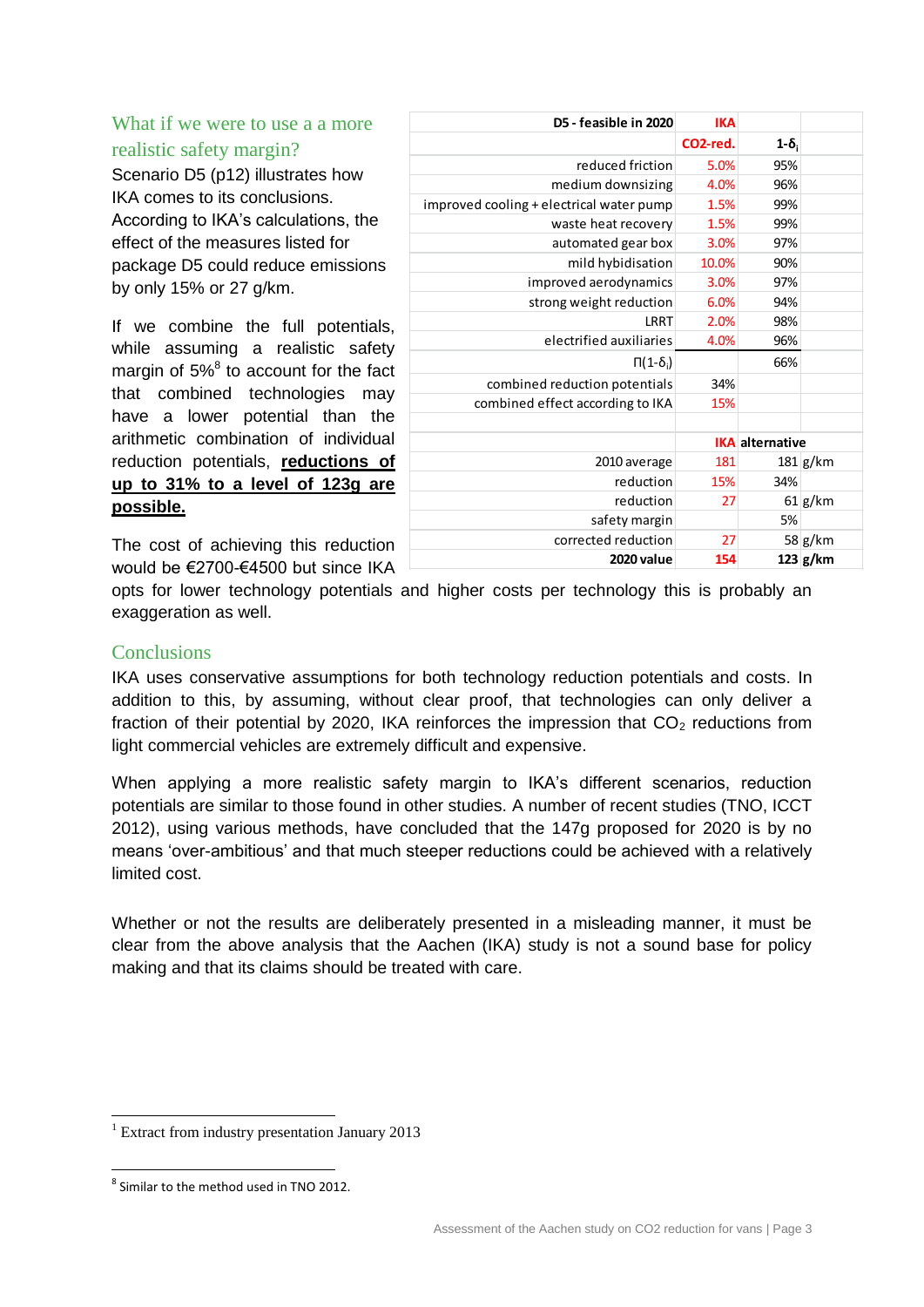## What if we were to use a a more realistic safety margin?

Scenario D5 (p12) illustrates how IKA comes to its conclusions. According to IKA's calculations, the effect of the measures listed for package D5 could reduce emissions by only 15% or 27 g/km.

If we combine the full potentials, while assuming a realistic safety margin of 5%[8] to account for the fact that combined technologies may have a lower potential than the arithmetic combination of individual reduction potentials, **reductions of up to 31% to a level of 123g are possible.**

| D5 - feasible in 2020 | IKA | | |
|---|---|---|---|
| | CO2-red. | $1\text{-}\delta_i$ | |
| reduced friction | 5.0% | 95% | |
| medium downsizing | 4.0% | 96% | |
| improved cooling + electrical water pump | 1.5% | 99% | |
| waste heat recovery | 1.5% | 99% | |
| automated gear box | 3.0% | 97% | |
| mild hybidisation | 10.0% | 90% | |
| improved aerodynamics | 3.0% | 97% | |
| strong weight reduction | 6.0% | 94% | |
| LRRT | 2.0% | 98% | |
| electrified auxiliaries | 4.0% | 96% | |
| $\Pi(1\text{-}\delta_i)$ | | 66% | |
| combined reduction potentials | 34% | | |
| combined effect according to IKA | 15% | | |
| | | | |
| | IKA | alternative | |
| 2010 average | 181 | 181 | g/km |
| reduction | 15% | 34% | |
| reduction | 27 | 61 | g/km |
| safety margin | | 5% | |
| corrected reduction | 27 | 58 | g/km |
| **2020 value** | **154** | **123** | **g/km** |

The cost of achieving this reduction would be €2700-€4500 but since IKA opts for lower technology potentials and higher costs per technology this is probably an exaggeration as well.

## Conclusions

IKA uses conservative assumptions for both technology reduction potentials and costs. In addition to this, by assuming, without clear proof, that technologies can only deliver a fraction of their potential by 2020, IKA reinforces the impression that $CO_2$ reductions from light commercial vehicles are extremely difficult and expensive.

When applying a more realistic safety margin to IKA's different scenarios, reduction potentials are similar to those found in other studies. A number of recent studies (TNO, ICCT 2012), using various methods, have concluded that the 147g proposed for 2020 is by no means 'over-ambitious' and that much steeper reductions could be achieved with a relatively limited cost.

Whether or not the results are deliberately presented in a misleading manner, it must be clear from the above analysis that the Aachen (IKA) study is not a sound base for policy making and that its claims should be treated with care.

---

[1] Extract from industry presentation January 2013

[8] Similar to the method used in TNO 2012.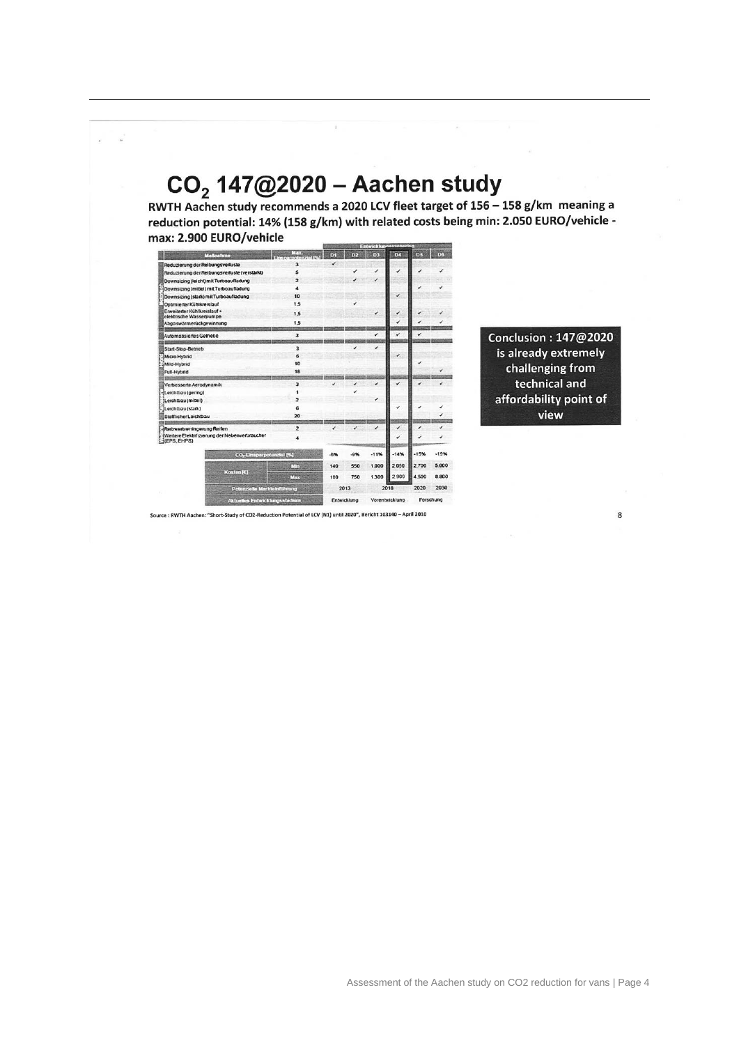# $CO_2$ 147@2020 – Aachen study

**RWTH Aachen study recommends a 2020 LCV fleet target of 156 – 158 g/km meaning a reduction potential: 14% (158 g/km) with related costs being min: 2.050 EURO/vehicle - max: 2.900 EURO/vehicle**

| Maßnahme | Max. Einsparpotenzial [%] | D1 | D2 | D3 | D4 | D5 | D6 |
|---|---|---|---|---|---|---|---|
| | | Entwicklungsszenarien | | | | | |
| Reduzierung der Reibungsverluste | 3 | ✓ | | | | | |
| Reduzierung der Reibungsverluste (verstärkt) | 5 | | ✓ | ✓ | ✓ | ✓ | ✓ |
| Downsizing (leicht) mit Turboaufladung | 2 | | ✓ | ✓ | | | |
| Downsizing (mittel) mit Turboaufladung | 4 | | | | | ✓ | ✓ |
| Downsizing (stark) mit Turboaufladung | 10 | | | | ✓ | | |
| Optimierter Kühlkreislauf | 1,5 | | ✓ | | | | |
| Erweiterter Kühlkreislauf + elektrische Wasserpumpe | 1,5 | | | ✓ | ✓ | ✓ | ✓ |
| Abgaswärmerückgewinnung | 1,5 | | | | ✓ | ✓ | ✓ |
| Automatisiertes Getriebe | 3 | | | ✓ | ✓ | ✓ | |
| Start-Stop-Betrieb | 3 | | ✓ | ✓ | | | |
| Micro-Hybrid | 6 | | | | ✓ | | |
| Mild-Hybrid | 10 | | | | | ✓ | |
| Full-Hybrid | 18 | | | | | | ✓ |
| Verbesserte Aerodynamik | 3 | ✓ | ✓ | ✓ | ✓ | ✓ | ✓ |
| Leichtbau (gering) | 1 | | ✓ | | | | |
| Leichtbau (mittel) | 2 | | | ✓ | | | |
| Leichtbau (stark) | 6 | | | | ✓ | ✓ | ✓ |
| Stofflicher Leichtbau | 20 | | | | | | ✓ |
| Reibwertverringerung Reifen | 2 | ✓ | ✓ | ✓ | ✓ | ✓ | ✓ |
| Weitere Elektrifizierung der Nebenverbraucher (EPS, EHPS) | 4 | | | | ✓ | ✓ | ✓ |
| $CO_2$-Einsparpotenzial [%] | | -6% | -9% | -11% | -14% | -15% | -19% |
| Kosten [€] | Min | 140 | 550 | 1.000 | 2.050 | 2.700 | 5.000 |
| | Max | 180 | 750 | 1.300 | 2.900 | 4.500 | 8.800 |
| Potenzielle Markteinführung | | 2013 | | 2018 | | 2020 | 2030 |
| Aktuelles Entwicklungsstadium | | Entwicklung | | Vorentwicklung | | Forschung | |

**Conclusion : 147@2020 is already extremely challenging from technical and affordability point of view**

Source : RWTH Aachen: "Short-Study of CO2-Reduction Potential of LCV (N1) until 2020", Bericht 103140 – April 2010